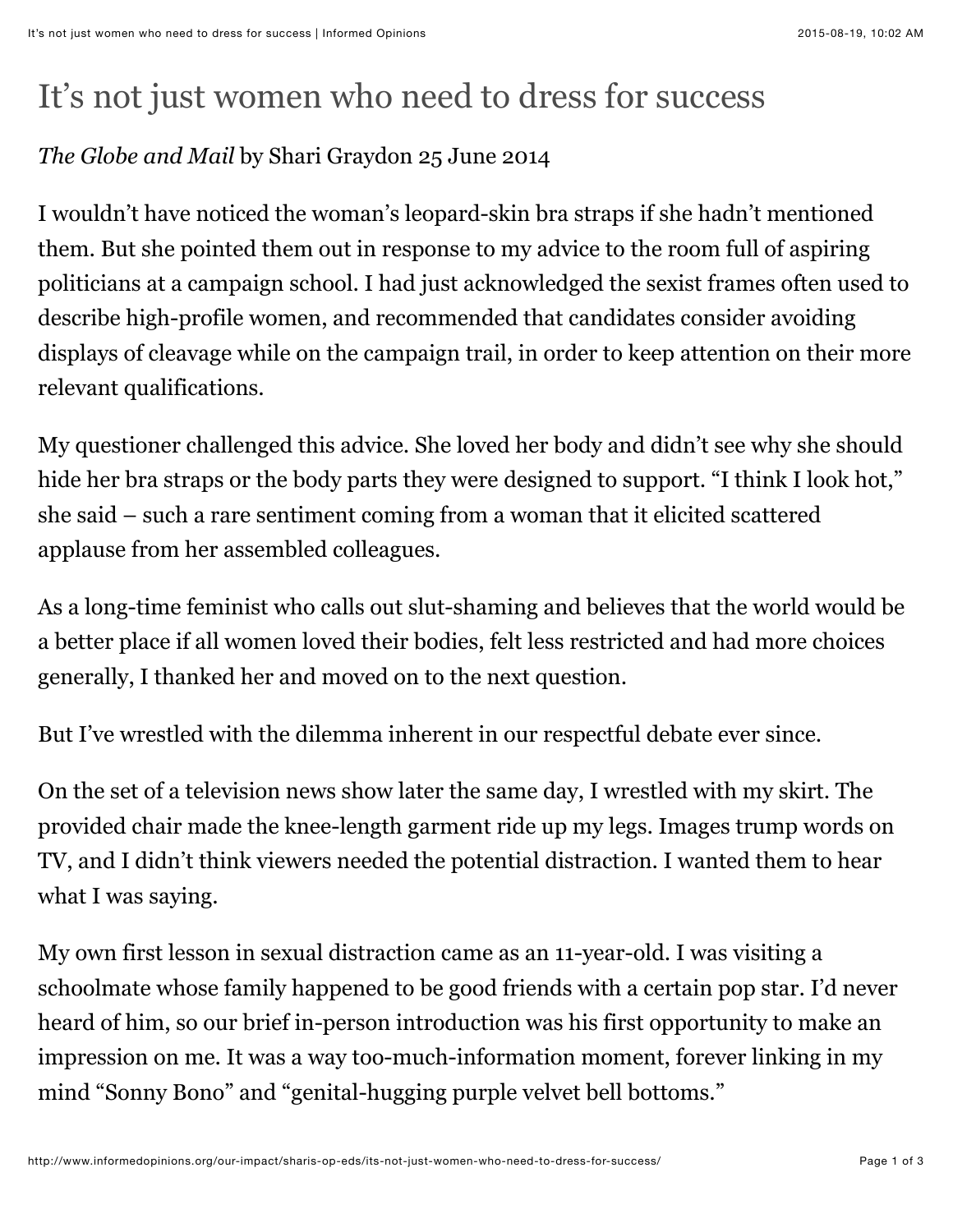# It's not just women who need to dress for success

*The Globe and Mail* by Shari Graydon 25 June 2014

I wouldn't have noticed the woman's leopard-skin bra straps if she hadn't mentioned them. But she pointed them out in response to my advice to the room full of aspiring politicians at a campaign school. I had just acknowledged the sexist frames often used to describe high-profile women, and recommended that candidates consider avoiding displays of cleavage while on the campaign trail, in order to keep attention on their more relevant qualifications.

My questioner challenged this advice. She loved her body and didn't see why she should hide her bra straps or the body parts they were designed to support. "I think I look hot," she said – such a rare sentiment coming from a woman that it elicited scattered applause from her assembled colleagues.

As a long-time feminist who calls out slut-shaming and believes that the world would be a better place if all women loved their bodies, felt less restricted and had more choices generally, I thanked her and moved on to the next question.

But I've wrestled with the dilemma inherent in our respectful debate ever since.

On the set of a television news show later the same day, I wrestled with my skirt. The provided chair made the knee-length garment ride up my legs. Images trump words on TV, and I didn't think viewers needed the potential distraction. I wanted them to hear what I was saying.

My own first lesson in sexual distraction came as an 11-year-old. I was visiting a schoolmate whose family happened to be good friends with a certain pop star. I'd never heard of him, so our brief in-person introduction was his first opportunity to make an impression on me. It was a way too-much-information moment, forever linking in my mind "Sonny Bono" and "genital-hugging purple velvet bell bottoms."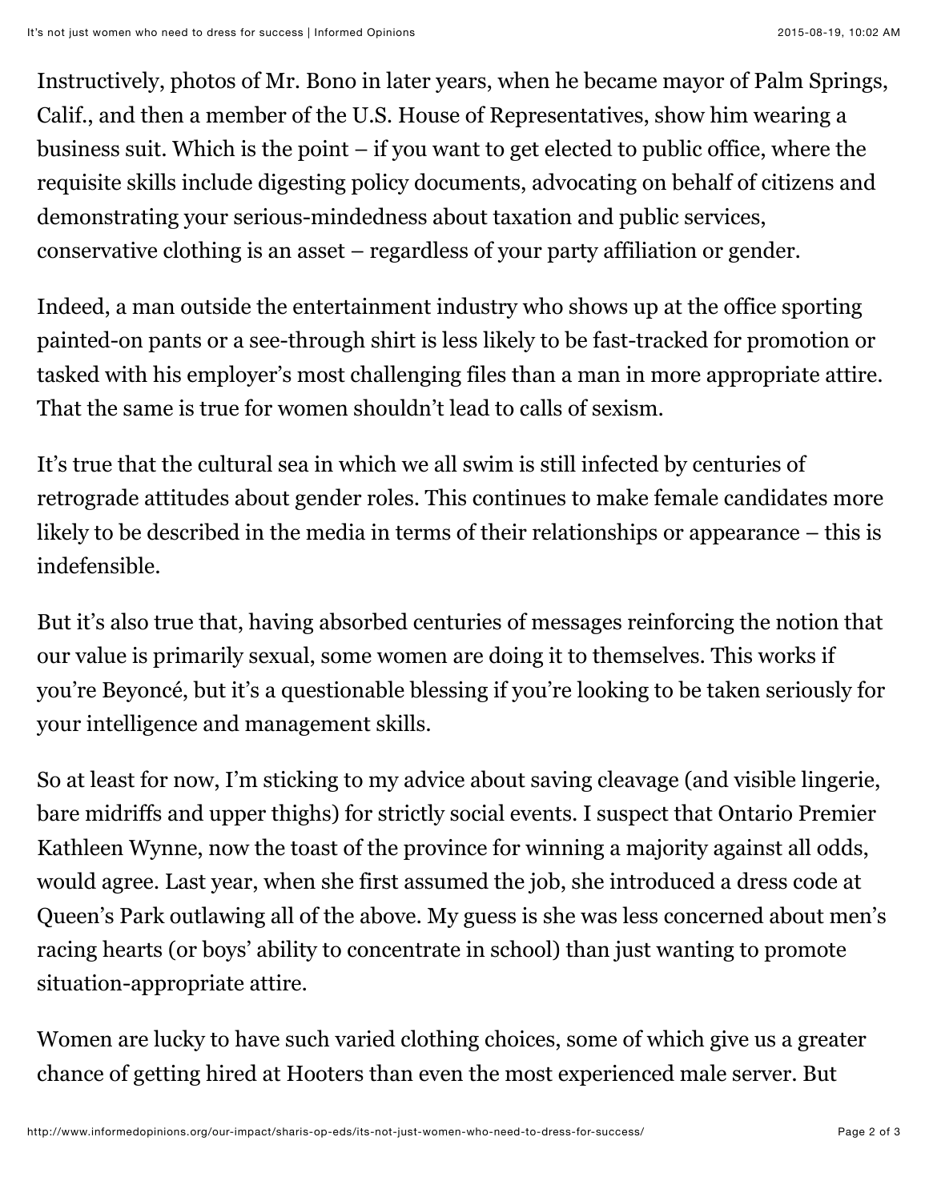Instructively, photos of Mr. Bono in later years, when he became mayor of Palm Springs, Calif., and then a member of the U.S. House of Representatives, show him wearing a business suit. Which is the point – if you want to get elected to public office, where the requisite skills include digesting policy documents, advocating on behalf of citizens and demonstrating your serious-mindedness about taxation and public services, conservative clothing is an asset – regardless of your party affiliation or gender.

Indeed, a man outside the entertainment industry who shows up at the office sporting painted-on pants or a see-through shirt is less likely to be fast-tracked for promotion or tasked with his employer's most challenging files than a man in more appropriate attire. That the same is true for women shouldn't lead to calls of sexism.

It's true that the cultural sea in which we all swim is still infected by centuries of retrograde attitudes about gender roles. This continues to make female candidates more likely to be described in the media in terms of their relationships or appearance – this is indefensible.

But it's also true that, having absorbed centuries of messages reinforcing the notion that our value is primarily sexual, some women are doing it to themselves. This works if you're Beyoncé, but it's a questionable blessing if you're looking to be taken seriously for your intelligence and management skills.

So at least for now, I'm sticking to my advice about saving cleavage (and visible lingerie, bare midriffs and upper thighs) for strictly social events. I suspect that Ontario Premier Kathleen Wynne, now the toast of the province for winning a majority against all odds, would agree. Last year, when she first assumed the job, she introduced a dress code at Queen's Park outlawing all of the above. My guess is she was less concerned about men's racing hearts (or boys' ability to concentrate in school) than just wanting to promote situation-appropriate attire.

Women are lucky to have such varied clothing choices, some of which give us a greater chance of getting hired at Hooters than even the most experienced male server. But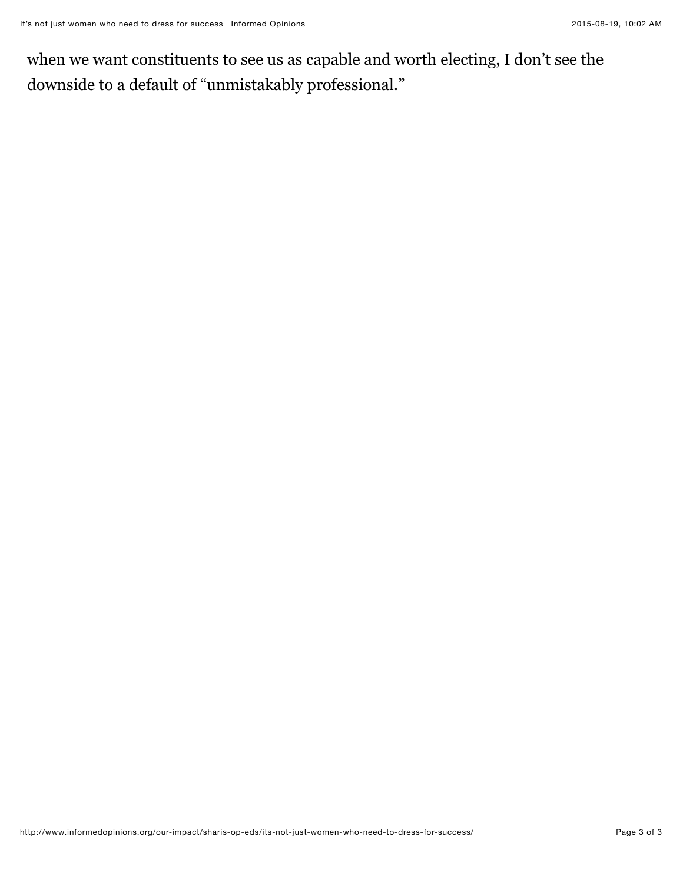when we want constituents to see us as capable and worth electing, I don't see the downside to a default of "unmistakably professional."